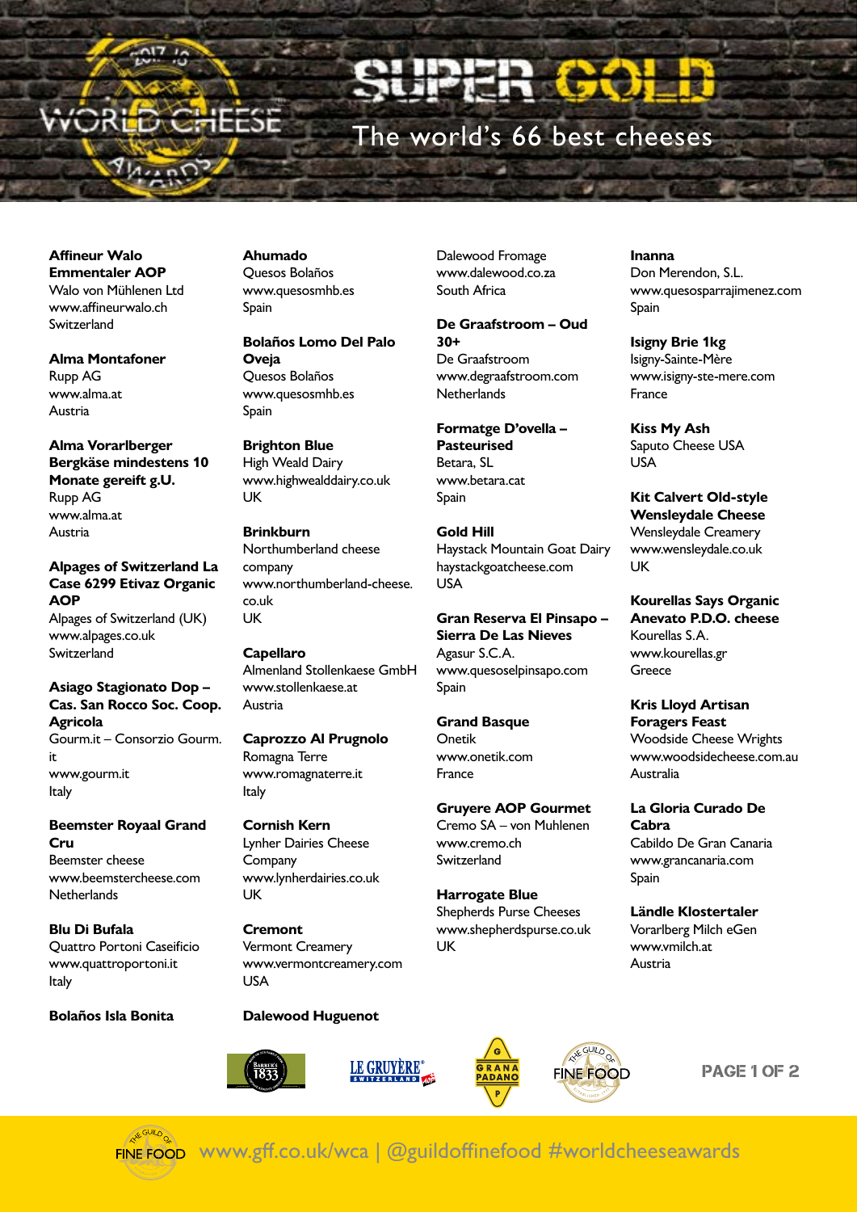# SUPER GOLD

## The world's 66 best cheeses

**Affineur Walo Emmentaler AOP**
Walo von Mühlenen Ltd
www.affineurwalo.ch
Switzerland

**Alma Montafoner**
Rupp AG
www.alma.at
Austria

**Alma Vorarlberger Bergkäse mindestens 10 Monate gereift g.U.**
Rupp AG
www.alma.at
Austria

**Alpages of Switzerland La Case 6299 Etivaz Organic AOP**
Alpages of Switzerland (UK)
www.alpages.co.uk
Switzerland

**Asiago Stagionato Dop – Cas. San Rocco Soc. Coop. Agricola**
Gourm.it – Consorzio Gourm.it
www.gourm.it
Italy

**Beemster Royaal Grand Cru**
Beemster cheese
www.beemstercheese.com
Netherlands

**Blu Di Bufala**
Quattro Portoni Caseificio
www.quattroportoni.it
Italy

**Bolaños Isla Bonita**

**Ahumado**
Quesos Bolaños
www.quesosmhb.es
Spain

**Bolaños Lomo Del Palo Oveja**
Quesos Bolaños
www.quesosmhb.es
Spain

**Brighton Blue**
High Weald Dairy
www.highwealddairy.co.uk
UK

**Brinkburn**
Northumberland cheese company
www.northumberland-cheese.co.uk
UK

**Capellaro**
Almenland Stollenkaese GmbH
www.stollenkaese.at
Austria

**Caprozzo Al Prugnolo**
Romagna Terre
www.romagnaterre.it
Italy

**Cornish Kern**
Lynher Dairies Cheese Company
www.lynherdairies.co.uk
UK

**Cremont**
Vermont Creamery
www.vermontcreamery.com
USA

**Dalewood Huguenot**

Dalewood Fromage
www.dalewood.co.za
South Africa

**De Graafstroom – Oud 30+**
De Graafstroom
www.degraafstroom.com
Netherlands

**Formatge D'ovella – Pasteurised**
Betara, SL
www.betara.cat
Spain

**Gold Hill**
Haystack Mountain Goat Dairy
haystackgoatcheese.com
USA

**Gran Reserva El Pinsapo – Sierra De Las Nieves**
Agasur S.C.A.
www.quesoselpinsapo.com
Spain

**Grand Basque**
Onetik
www.onetik.com
France

**Gruyere AOP Gourmet**
Cremo SA – von Muhlenen
www.cremo.ch
Switzerland

**Harrogate Blue**
Shepherds Purse Cheeses
www.shepherdspurse.co.uk
UK

**Inanna**
Don Merendon, S.L.
www.quesosparrajimenez.com
Spain

**Isigny Brie 1kg**
Isigny-Sainte-Mère
www.isigny-ste-mere.com
France

**Kiss My Ash**
Saputo Cheese USA
USA

**Kit Calvert Old-style Wensleydale Cheese**
Wensleydale Creamery
www.wensleydale.co.uk
UK

**Kourellas Says Organic Anevato P.D.O. cheese**
Kourellas S.A.
www.kourellas.gr
Greece

**Kris Lloyd Artisan Foragers Feast**
Woodside Cheese Wrights
www.woodsidecheese.com.au
Australia

**La Gloria Curado De Cabra**
Cabildo De Gran Canaria
www.grancanaria.com
Spain

**Ländle Klostertaler**
Vorarlberg Milch eGen
www.vmilch.at
Austria

www.gff.co.uk/wca | @guildoffinefood #worldcheeseawards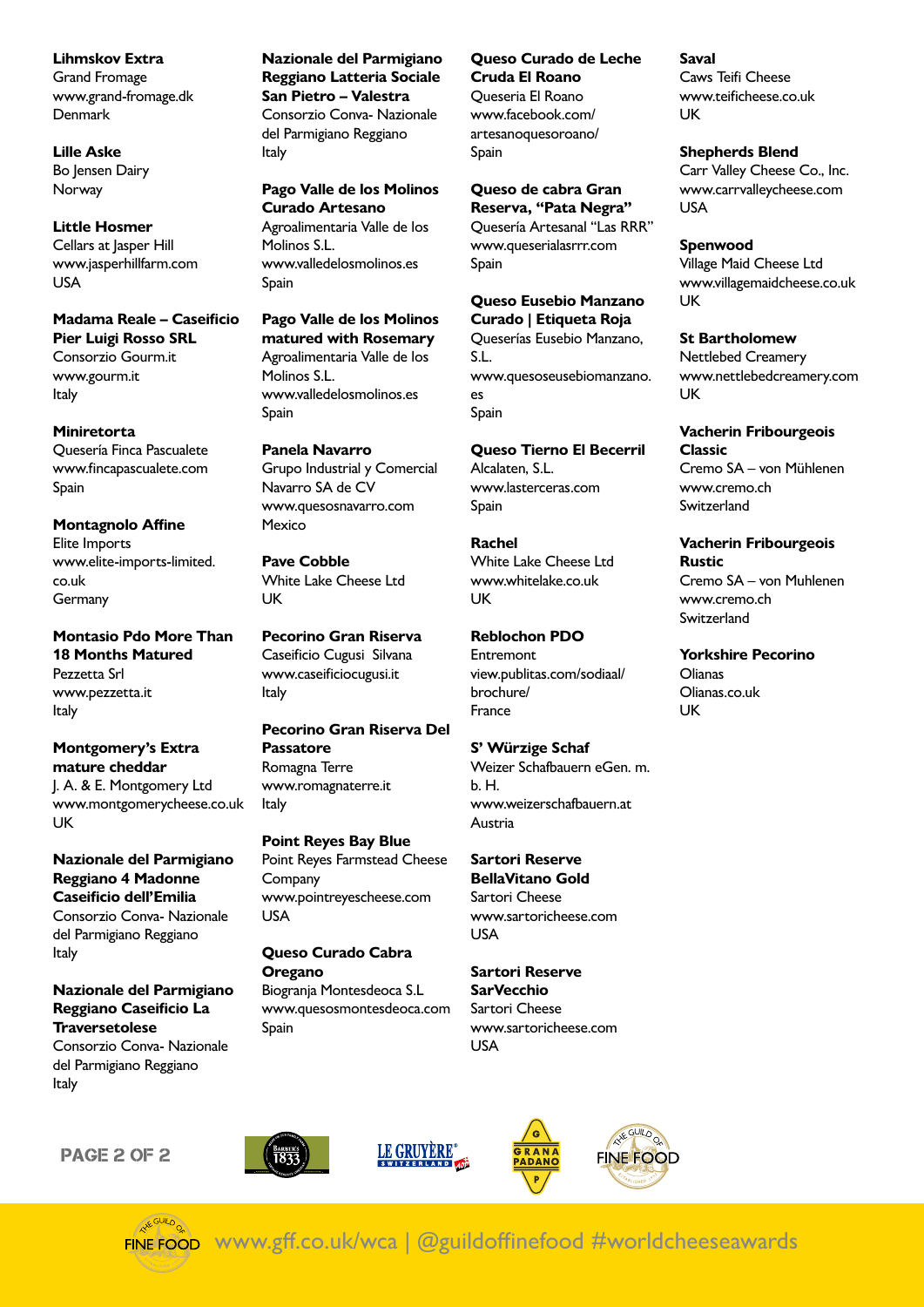**Lihmskov Extra**
Grand Fromage
www.grand-fromage.dk
Denmark

**Lille Aske**
Bo Jensen Dairy
Norway

**Little Hosmer**
Cellars at Jasper Hill
www.jasperhillfarm.com
USA

**Madama Reale – Caseificio Pier Luigi Rosso SRL**
Consorzio Gourm.it
www.gourm.it
Italy

**Miniretorta**
Quesería Finca Pascualete
www.fincapascualete.com
Spain

**Montagnolo Affine**
Elite Imports
www.elite-imports-limited.co.uk
Germany

**Montasio Pdo More Than 18 Months Matured**
Pezzetta Srl
www.pezzetta.it
Italy

**Montgomery's Extra mature cheddar**
J. A. & E. Montgomery Ltd
www.montgomerycheese.co.uk
UK

**Nazionale del Parmigiano Reggiano 4 Madonne Caseificio dell'Emilia**
Consorzio Conva- Nazionale del Parmigiano Reggiano
Italy

**Nazionale del Parmigiano Reggiano Caseificio La Traversetolese**
Consorzio Conva- Nazionale del Parmigiano Reggiano
Italy

**Nazionale del Parmigiano Reggiano Latteria Sociale San Pietro – Valestra**
Consorzio Conva- Nazionale del Parmigiano Reggiano
Italy

**Pago Valle de los Molinos Curado Artesano**
Agroalimentaria Valle de los Molinos S.L.
www.valledelosmolinos.es
Spain

**Pago Valle de los Molinos matured with Rosemary**
Agroalimentaria Valle de los Molinos S.L.
www.valledelosmolinos.es
Spain

**Panela Navarro**
Grupo Industrial y Comercial Navarro SA de CV
www.quesosnavarro.com
Mexico

**Pave Cobble**
White Lake Cheese Ltd
UK

**Pecorino Gran Riserva**
Caseificio Cugusi Silvana
www.caseificiocugusi.it
Italy

**Pecorino Gran Riserva Del Passatore**
Romagna Terre
www.romagnaterre.it
Italy

**Point Reyes Bay Blue**
Point Reyes Farmstead Cheese Company
www.pointreyescheese.com
USA

**Queso Curado Cabra Oregano**
Biogranja Montesdeoca S.L
www.quesosmontesdeoca.com
Spain

**Queso Curado de Leche Cruda El Roano**
Queseria El Roano
www.facebook.com/artesanoquesoroano/
Spain

**Queso de cabra Gran Reserva, "Pata Negra"**
Quesería Artesanal "Las RRR"
www.queserialasrrr.com
Spain

**Queso Eusebio Manzano Curado | Etiqueta Roja**
Queserías Eusebio Manzano, S.L.
www.quesoseusebiomanzano.es
Spain

**Queso Tierno El Becerril**
Alcalaten, S.L.
www.lasterceras.com
Spain

**Rachel**
White Lake Cheese Ltd
www.whitelake.co.uk
UK

**Reblochon PDO**
Entremont
view.publitas.com/sodiaal/brochure/
France

**S' Würzige Schaf**
Weizer Schafbauern eGen. m. b. H.
www.weizerschafbauern.at
Austria

**Sartori Reserve BellaVitano Gold**
Sartori Cheese
www.sartoricheese.com
USA

**Sartori Reserve SarVecchio**
Sartori Cheese
www.sartoricheese.com
USA

**Saval**
Caws Teifi Cheese
www.teificheese.co.uk
UK

**Shepherds Blend**
Carr Valley Cheese Co., Inc.
www.carrvalleycheese.com
USA

**Spenwood**
Village Maid Cheese Ltd
www.villagemaidcheese.co.uk
UK

**St Bartholomew**
Nettlebed Creamery
www.nettlebedcreamery.com
UK

**Vacherin Fribourgeois Classic**
Cremo SA – von Mühlenen
www.cremo.ch
Switzerland

**Vacherin Fribourgeois Rustic**
Cremo SA – von Muhlenen
www.cremo.ch
Switzerland

**Yorkshire Pecorino**
Olianas
Olianas.co.uk
UK

www.gff.co.uk/wca | @guildoffinefood #worldcheeseawards